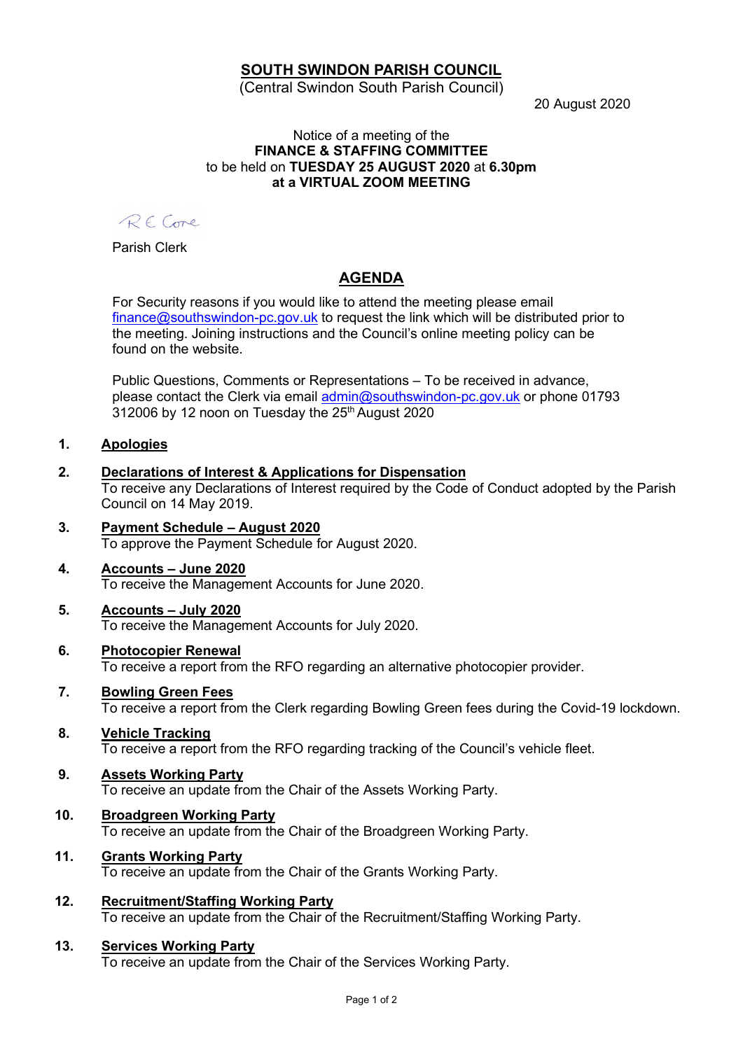# SOUTH SWINDON PARISH COUNCIL

(Central Swindon South Parish Council)

20 August 2020

Notice of a meeting of the
**FINANCE & STAFFING COMMITTEE**
to be held on **TUESDAY 25 AUGUST 2020** at **6.30pm**
**at a VIRTUAL ZOOM MEETING**

R E Core

Parish Clerk

## AGENDA

For Security reasons if you would like to attend the meeting please email finance@southswindon-pc.gov.uk to request the link which will be distributed prior to the meeting. Joining instructions and the Council's online meeting policy can be found on the website.

Public Questions, Comments or Representations – To be received in advance, please contact the Clerk via email admin@southswindon-pc.gov.uk or phone 01793 312006 by 12 noon on Tuesday the 25th August 2020

1. **Apologies**

2. **Declarations of Interest & Applications for Dispensation**
   To receive any Declarations of Interest required by the Code of Conduct adopted by the Parish Council on 14 May 2019.

3. **Payment Schedule – August 2020**
   To approve the Payment Schedule for August 2020.

4. **Accounts – June 2020**
   To receive the Management Accounts for June 2020.

5. **Accounts – July 2020**
   To receive the Management Accounts for July 2020.

6. **Photocopier Renewal**
   To receive a report from the RFO regarding an alternative photocopier provider.

7. **Bowling Green Fees**
   To receive a report from the Clerk regarding Bowling Green fees during the Covid-19 lockdown.

8. **Vehicle Tracking**
   To receive a report from the RFO regarding tracking of the Council's vehicle fleet.

9. **Assets Working Party**
   To receive an update from the Chair of the Assets Working Party.

10. **Broadgreen Working Party**
    To receive an update from the Chair of the Broadgreen Working Party.

11. **Grants Working Party**
    To receive an update from the Chair of the Grants Working Party.

12. **Recruitment/Staffing Working Party**
    To receive an update from the Chair of the Recruitment/Staffing Working Party.

13. **Services Working Party**
    To receive an update from the Chair of the Services Working Party.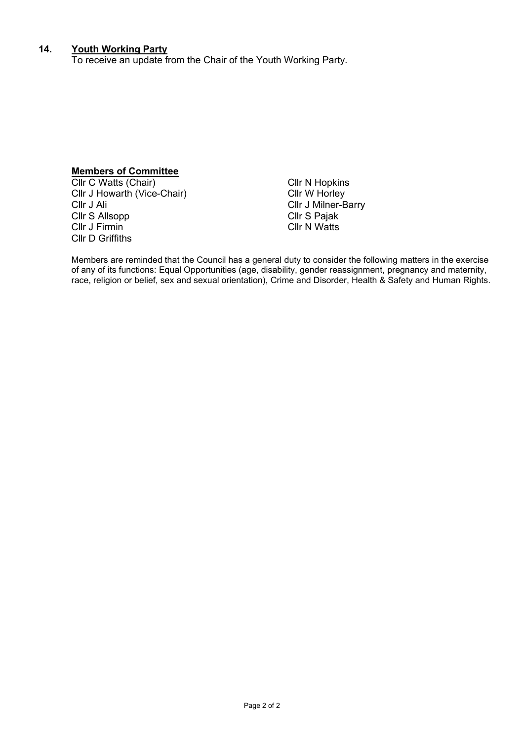## 14. Youth Working Party

To receive an update from the Chair of the Youth Working Party.

**Members of Committee**

Cllr C Watts (Chair)
Cllr J Howarth (Vice-Chair)
Cllr J Ali
Cllr S Allsopp
Cllr J Firmin
Cllr D Griffiths
Cllr N Hopkins
Cllr W Horley
Cllr J Milner-Barry
Cllr S Pajak
Cllr N Watts

Members are reminded that the Council has a general duty to consider the following matters in the exercise of any of its functions: Equal Opportunities (age, disability, gender reassignment, pregnancy and maternity, race, religion or belief, sex and sexual orientation), Crime and Disorder, Health & Safety and Human Rights.